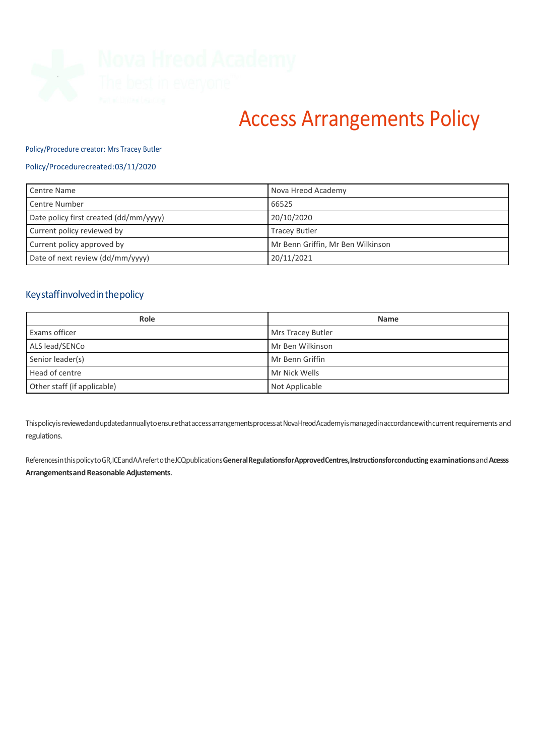# Access Arrangements Policy

Policy/Procedure creator: Mrs Tracey Butler

Policy/Procedure created: 03/11/2020

| Centre Name | Nova Hreod Academy |
|---|---|
| Centre Number | 66525 |
| Date policy first created (dd/mm/yyyy) | 20/10/2020 |
| Current policy reviewed by | Tracey Butler |
| Current policy approved by | Mr Benn Griffin, Mr Ben Wilkinson |
| Date of next review (dd/mm/yyyy) | 20/11/2021 |

## Key staff involved in the policy

| Role | Name |
|---|---|
| Exams officer | Mrs Tracey Butler |
| ALS lead/SENCo | Mr Ben Wilkinson |
| Senior leader(s) | Mr Benn Griffin |
| Head of centre | Mr Nick Wells |
| Other staff (if applicable) | Not Applicable |

This policy is reviewed and updated annually to ensure that access arrangements process at Nova Hreod Academy is managed in accordance with current requirements and regulations.

References in this policy to GR, ICE and AA refer to the JCQ publications **General Regulations for Approved Centres, Instructions for conducting examinations** and **Acesss Arrangements and Reasonable Adjustements**.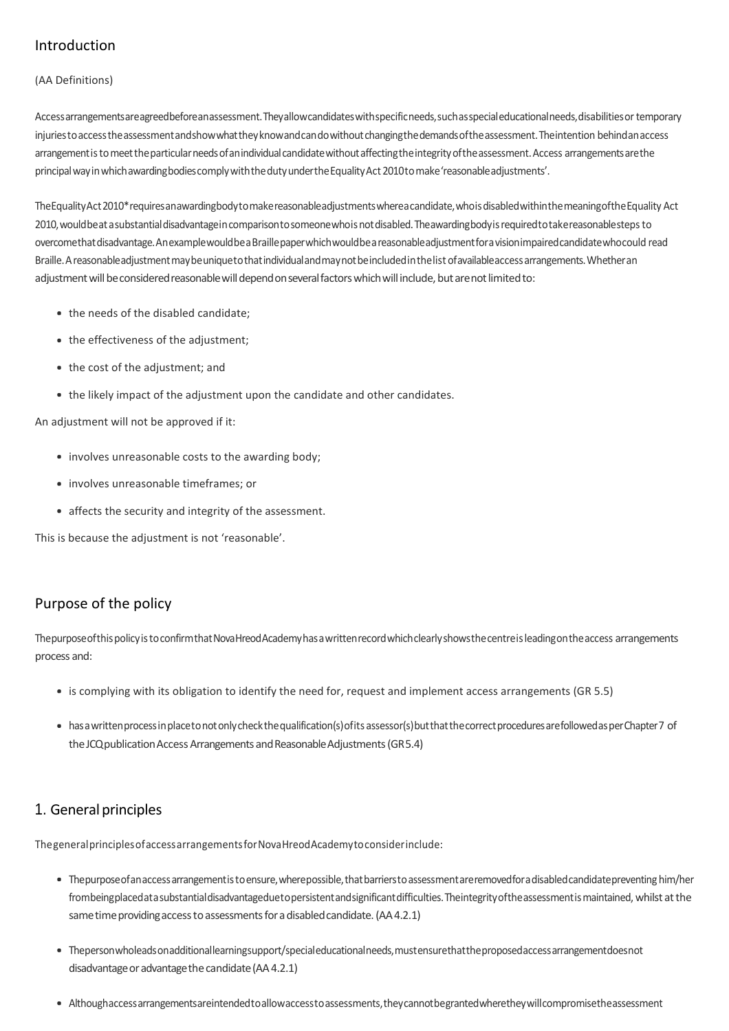## Introduction

(AA Definitions)

Access arrangements are agreed before an assessment. They allow candidates with specific needs, such as special educational needs, disabilities or temporary injuries to access the assessment and show what they know and can do without changing the demands of the assessment. The intention behind an access arrangement is to meet the particular needs of an individual candidate without affecting the integrity of the assessment. Access arrangements are the principal way in which awarding bodies comply with the duty under the Equality Act 2010 to make 'reasonable adjustments'.

The Equality Act 2010* requires an awarding body to make reasonable adjustments where a candidate, who is disabled within the meaning of the Equality Act 2010, would be at a substantial disadvantage in comparison to someone who is not disabled. The awarding body is required to take reasonable steps to overcome that disadvantage. An example would be a Braille paper which would be a reasonable adjustment for a vision impaired candidate who could read Braille. A reasonable adjustment may be unique to that individual and may not be included in the list of available access arrangements. Whether an adjustment will be considered reasonable will depend on several factors which will include, but are not limited to:

- the needs of the disabled candidate;
- the effectiveness of the adjustment;
- the cost of the adjustment; and
- the likely impact of the adjustment upon the candidate and other candidates.

An adjustment will not be approved if it:

- involves unreasonable costs to the awarding body;
- involves unreasonable timeframes; or
- affects the security and integrity of the assessment.

This is because the adjustment is not 'reasonable'.

## Purpose of the policy

The purpose of this policy is to confirm that Nova Hreod Academy has a written record which clearly shows the centre is leading on the access arrangements process and:

- is complying with its obligation to identify the need for, request and implement access arrangements (GR 5.5)
- has a written process in place to not only check the qualification(s) of its assessor(s) but that the correct procedures are followed as per Chapter 7 of the JCQ publication Access Arrangements and Reasonable Adjustments (GR 5.4)

## 1. General principles

The general principles of access arrangements for Nova Hreod Academy to consider include:

- The purpose of an access arrangement is to ensure, where possible, that barriers to assessment are removed for a disabled candidate preventing him/her from being placed at a substantial disadvantage due to persistent and significant difficulties. The integrity of the assessment is maintained, whilst at the same time providing access to assessments for a disabled candidate. (AA 4.2.1)
- The person who leads on additional learning support/special educational needs, must ensure that the proposed access arrangement does not disadvantage or advantage the candidate (AA 4.2.1)
- Although access arrangements are intended to allow access to assessments, they cannot be granted where they will compromise the assessment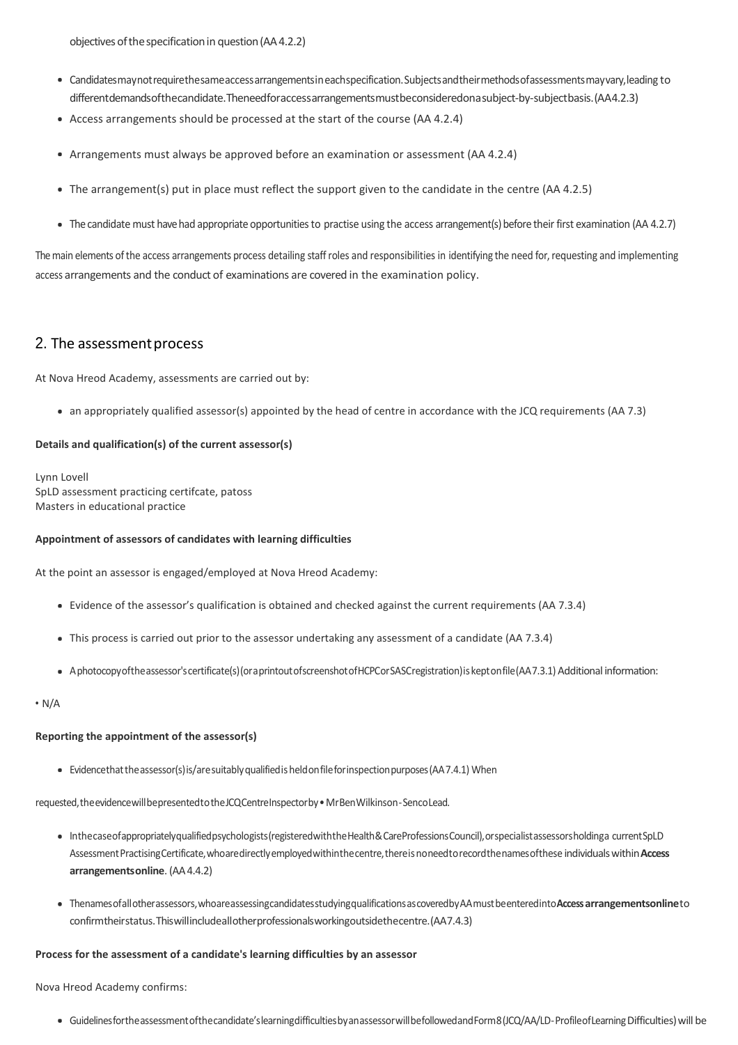objectives of the specification in question (AA 4.2.2)

- Candidates may not require the same access arrangements in each specification. Subjects and their methods of assessments may vary, leading to different demands of the candidate. The need for access arrangements must be considered on a subject-by-subject basis. (AA 4.2.3)
- Access arrangements should be processed at the start of the course (AA 4.2.4)
- Arrangements must always be approved before an examination or assessment (AA 4.2.4)
- The arrangement(s) put in place must reflect the support given to the candidate in the centre (AA 4.2.5)
- The candidate must have had appropriate opportunities to practise using the access arrangement(s) before their first examination (AA 4.2.7)

The main elements of the access arrangements process detailing staff roles and responsibilities in identifying the need for, requesting and implementing access arrangements and the conduct of examinations are covered in the examination policy.

## 2. The assessment process

At Nova Hreod Academy, assessments are carried out by:

- an appropriately qualified assessor(s) appointed by the head of centre in accordance with the JCQ requirements (AA 7.3)

**Details and qualification(s) of the current assessor(s)**

Lynn Lovell
SpLD assessment practicing certifcate, patoss
Masters in educational practice

**Appointment of assessors of candidates with learning difficulties**

At the point an assessor is engaged/employed at Nova Hreod Academy:

- Evidence of the assessor's qualification is obtained and checked against the current requirements (AA 7.3.4)
- This process is carried out prior to the assessor undertaking any assessment of a candidate (AA 7.3.4)
- A photocopy of the assessor's certificate(s) (or a printout of screenshot of HCPC or SASC registration) is kept on file (AA 7.3.1) Additional information:

• N/A

**Reporting the appointment of the assessor(s)**

- Evidence that the assessor(s) is/are suitably qualified is held on file for inspection purposes (AA 7.4.1) When

requested, the evidence will be presented to the JCQ Centre Inspector by • Mr Ben Wilkinson - Senco Lead.

- In the case of appropriately qualified psychologists (registered with the Health & Care Professions Council), or specialist assessors holding a current SpLD Assessment Practising Certificate, who are directly employed within the centre, there is no need to record the names of these individuals within **Access arrangements online**. (AA 4.4.2)
- The names of all other assessors, who are assessing candidates studying qualifications as covered by AA must be entered into **Access arrangements online** to confirm their status. This will include all other professionals working outside the centre. (AA 7.4.3)

**Process for the assessment of a candidate's learning difficulties by an assessor**

Nova Hreod Academy confirms:

- Guidelines for the assessment of the candidate's learning difficulties by an assessor will be followed and Form 8 (JCQ/AA/LD - Profile of Learning Difficulties) will be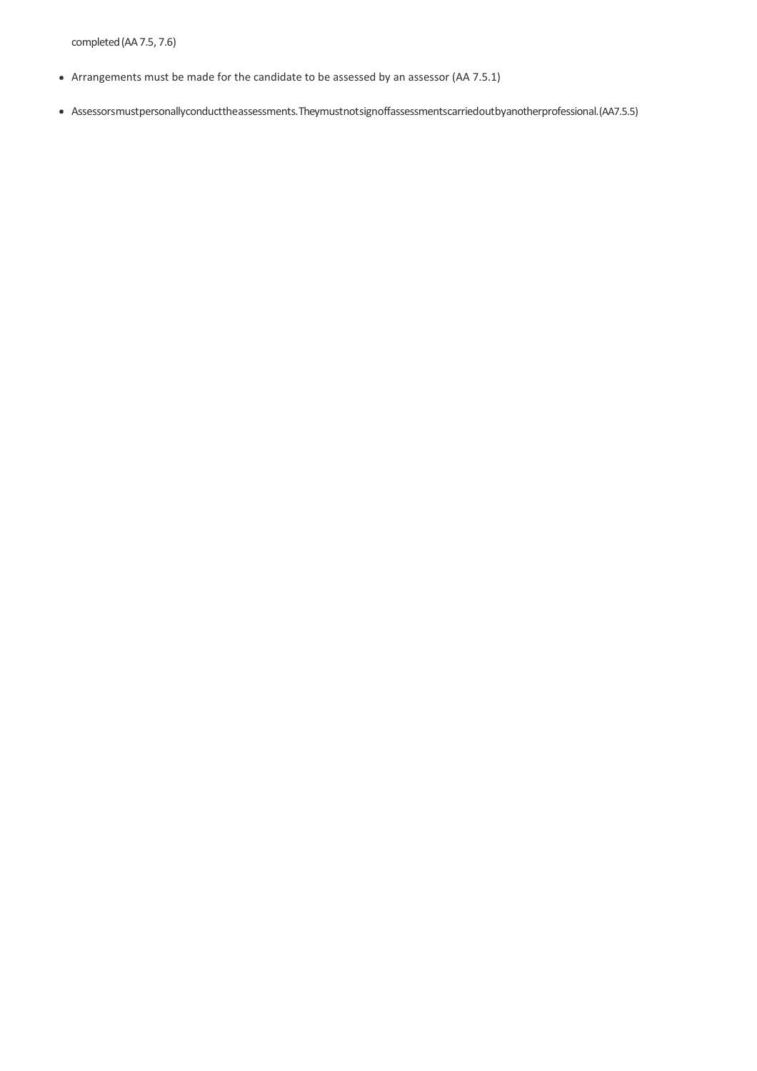completed (AA 7.5, 7.6)

- Arrangements must be made for the candidate to be assessed by an assessor (AA 7.5.1)
- Assessors must personally conduct the assessments. They must not sign off assessments carried out by another professional. (AA7.5.5)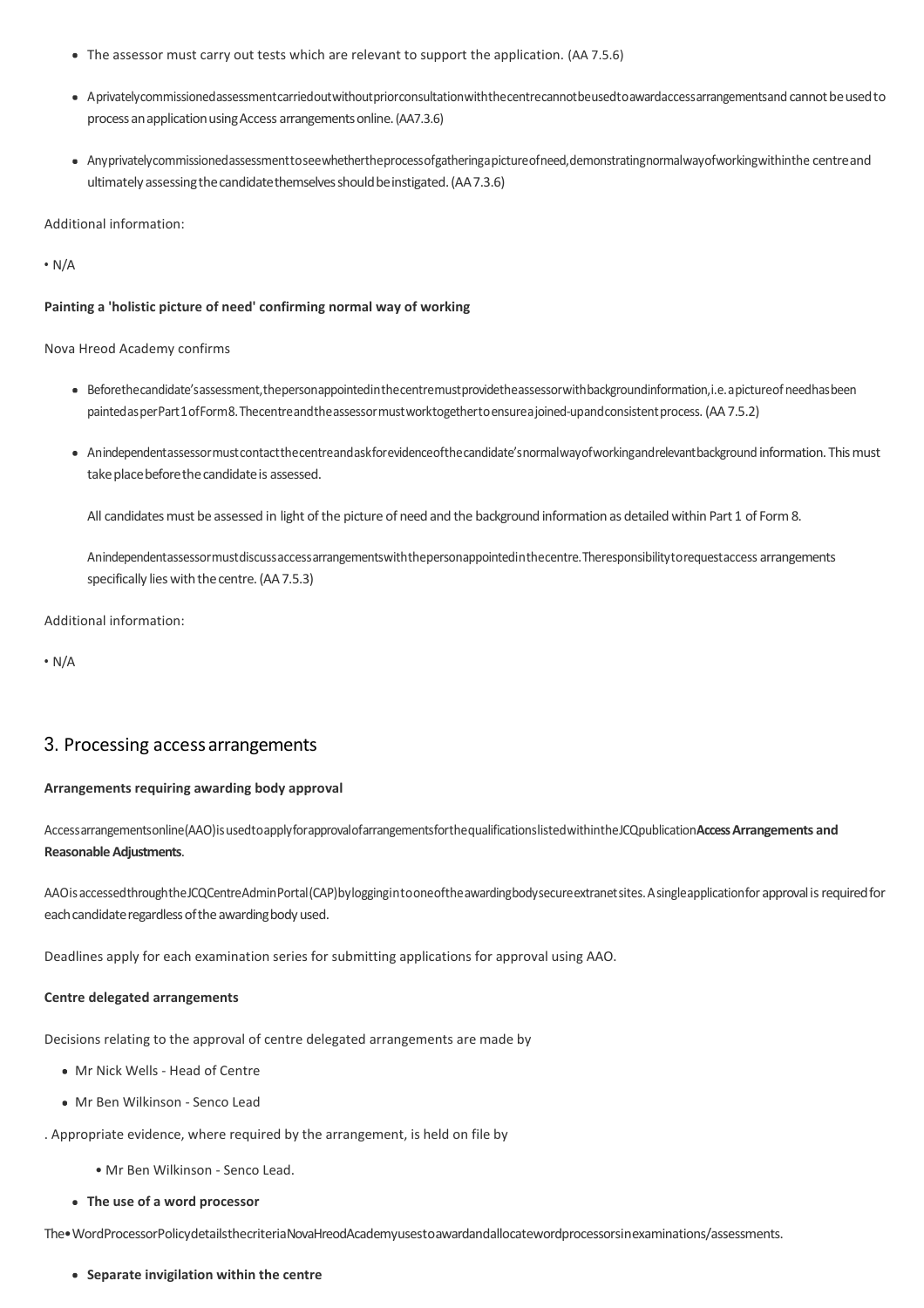- The assessor must carry out tests which are relevant to support the application. (AA 7.5.6)
- A privately commissioned assessment carried out without prior consultation with the centre cannot be used to award access arrangements and cannot be used to process an application using Access arrangements online. (AA 7.3.6)
- Any privately commissioned assessment to see whether the process of gathering a picture of need, demonstrating normal way of working within the centre and ultimately assessing the candidate themselves should be instigated. (AA 7.3.6)

Additional information:

• N/A

**Painting a 'holistic picture of need' confirming normal way of working**

Nova Hreod Academy confirms

- Before the candidate's assessment, the person appointed in the centre must provide the assessor with background information, i.e. a picture of need has been painted as per Part 1 of Form 8. The centre and the assessor must work together to ensure a joined-up and consistent process. (AA 7.5.2)
- An independent assessor must contact the centre and ask for evidence of the candidate's normal way of working and relevant background information. This must take place before the candidate is assessed.

  All candidates must be assessed in light of the picture of need and the background information as detailed within Part 1 of Form 8.

  An independent assessor must discuss access arrangements with the person appointed in the centre. The responsibility to request access arrangements specifically lies with the centre. (AA 7.5.3)

Additional information:

• N/A

## 3. Processing access arrangements

**Arrangements requiring awarding body approval**

Access arrangements online (AAO) is used to apply for approval of arrangements for the qualifications listed within the JCQ publication **Access Arrangements and Reasonable Adjustments**.

AAO is accessed through the JCQ Centre Admin Portal (CAP) by logging in to one of the awarding body secure extranet sites. A single application for approval is required for each candidate regardless of the awarding body used.

Deadlines apply for each examination series for submitting applications for approval using AAO.

**Centre delegated arrangements**

Decisions relating to the approval of centre delegated arrangements are made by

- Mr Nick Wells - Head of Centre
- Mr Ben Wilkinson - Senco Lead

. Appropriate evidence, where required by the arrangement, is held on file by

  • Mr Ben Wilkinson - Senco Lead.

- **The use of a word processor**

The • Word Processor Policy details the criteria Nova Hreod Academy uses to award and allocate word processors in examinations/assessments.

- **Separate invigilation within the centre**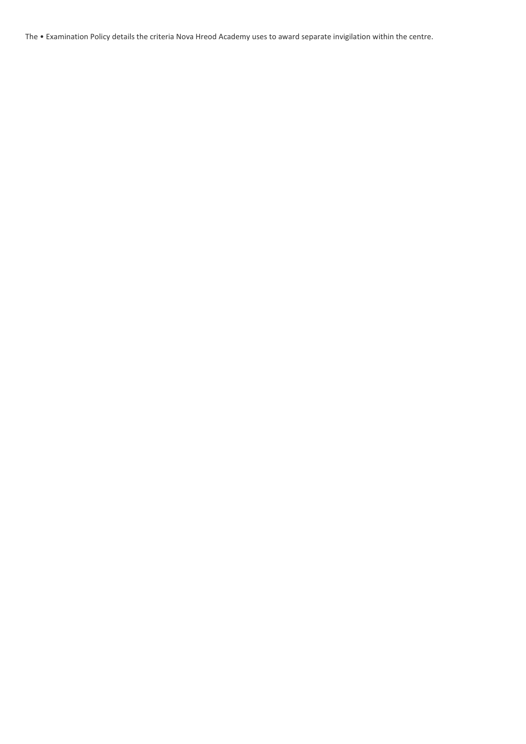The • Examination Policy details the criteria Nova Hreod Academy uses to award separate invigilation within the centre.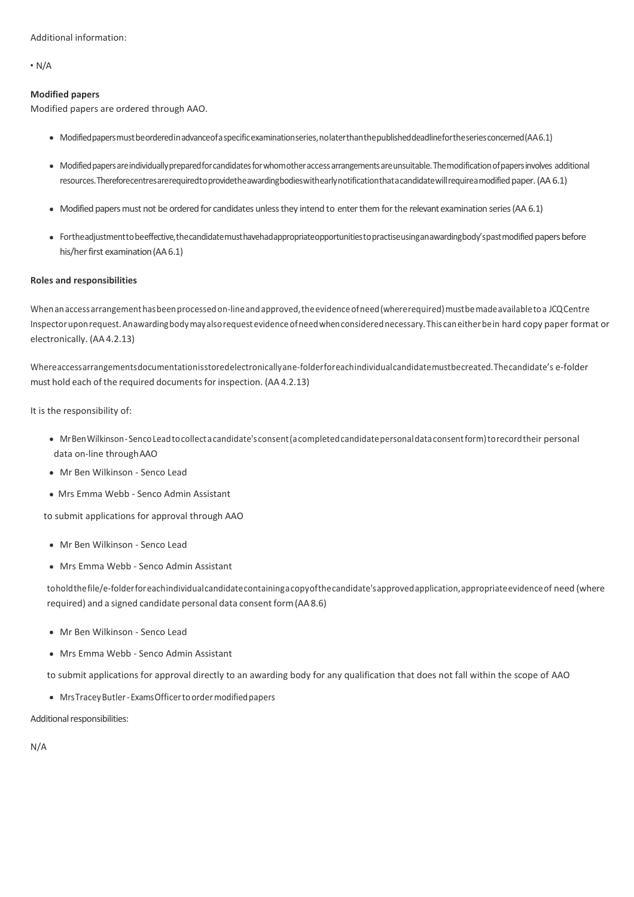Additional information:

• N/A

**Modified papers**

Modified papers are ordered through AAO.

- Modified papers must be ordered in advance of a specific examination series, no later than the published deadline for the series concerned (AA 6.1)
- Modified papers are individually prepared for candidates for whom other access arrangements are unsuitable. The modification of papers involves additional resources. Therefore centres are required to provide the awarding bodies with early notification that a candidate will require a modified paper. (AA 6.1)
- Modified papers must not be ordered for candidates unless they intend to enter them for the relevant examination series (AA 6.1)
- For the adjustment to be effective, the candidate must have had appropriate opportunities to practise using an awarding body's past modified papers before his/her first examination (AA 6.1)

**Roles and responsibilities**

When an access arrangement has been processed on-line and approved, the evidence of need (where required) must be made available to a JCQ Centre Inspector upon request. An awarding body may also request evidence of need when considered necessary. This can either be in hard copy paper format or electronically. (AA 4.2.13)

Where access arrangements documentation is stored electronically an e-folder for each individual candidate must be created. The candidate's e-folder must hold each of the required documents for inspection. (AA 4.2.13)

It is the responsibility of:

- Mr Ben Wilkinson - Senco Lead to collect a candidate's consent (a completed candidate personal data consent form) to record their personal data on-line through AAO
- Mr Ben Wilkinson - Senco Lead
- Mrs Emma Webb - Senco Admin Assistant

to submit applications for approval through AAO

- Mr Ben Wilkinson - Senco Lead
- Mrs Emma Webb - Senco Admin Assistant

to hold the file/e-folder for each individual candidate containing a copy of the candidate's approved application, appropriate evidence of need (where required) and a signed candidate personal data consent form (AA 8.6)

- Mr Ben Wilkinson - Senco Lead
- Mrs Emma Webb - Senco Admin Assistant

to submit applications for approval directly to an awarding body for any qualification that does not fall within the scope of AAO

- Mrs Tracey Butler - Exams Officer to order modified papers

Additional responsibilities:

N/A